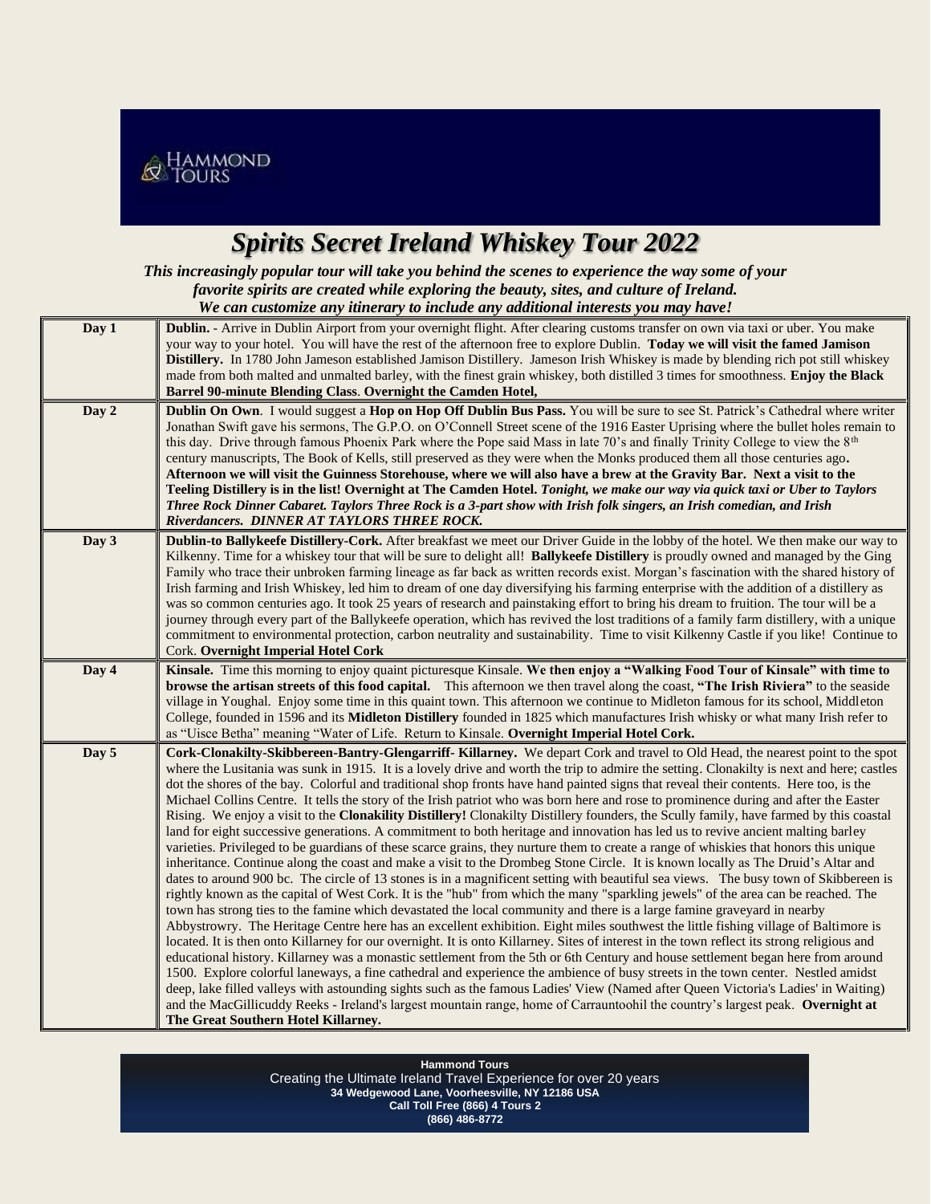HAMMOND TOURS

# *Spirits Secret Ireland Whiskey Tour 2022*

***This increasingly popular tour will take you behind the scenes to experience the way some of your favorite spirits are created while exploring the beauty, sites, and culture of Ireland.***
***We can customize any itinerary to include any additional interests you may have!***

| Day | Itinerary |
|---|---|
| **Day 1** | **Dublin.** - Arrive in Dublin Airport from your overnight flight. After clearing customs transfer on own via taxi or uber. You make your way to your hotel. You will have the rest of the afternoon free to explore Dublin. **Today we will visit the famed Jamison Distillery.** In 1780 John Jameson established Jamison Distillery. Jameson Irish Whiskey is made by blending rich pot still whiskey made from both malted and unmalted barley, with the finest grain whiskey, both distilled 3 times for smoothness. **Enjoy the Black Barrel 90-minute Blending Class**. **Overnight the Camden Hotel,** |
| **Day 2** | **Dublin On Own**. I would suggest a **Hop on Hop Off Dublin Bus Pass.** You will be sure to see St. Patrick's Cathedral where writer Jonathan Swift gave his sermons, The G.P.O. on O'Connell Street scene of the 1916 Easter Uprising where the bullet holes remain to this day. Drive through famous Phoenix Park where the Pope said Mass in late 70's and finally Trinity College to view the 8th century manuscripts, The Book of Kells, still preserved as they were when the Monks produced them all those centuries ago**.** **Afternoon we will visit the Guinness Storehouse, where we will also have a brew at the Gravity Bar. Next a visit to the Teeling Distillery is in the list! Overnight at The Camden Hotel.** ***Tonight, we make our way via quick taxi or Uber to Taylors Three Rock Dinner Cabaret. Taylors Three Rock is a 3-part show with Irish folk singers, an Irish comedian, and Irish Riverdancers. DINNER AT TAYLORS THREE ROCK.*** |
| **Day 3** | **Dublin-to Ballykeefe Distillery-Cork.** After breakfast we meet our Driver Guide in the lobby of the hotel. We then make our way to Kilkenny. Time for a whiskey tour that will be sure to delight all! **Ballykeefe Distillery** is proudly owned and managed by the Ging Family who trace their unbroken farming lineage as far back as written records exist. Morgan's fascination with the shared history of Irish farming and Irish Whiskey, led him to dream of one day diversifying his farming enterprise with the addition of a distillery as was so common centuries ago. It took 25 years of research and painstaking effort to bring his dream to fruition. The tour will be a journey through every part of the Ballykeefe operation, which has revived the lost traditions of a family farm distillery, with a unique commitment to environmental protection, carbon neutrality and sustainability. Time to visit Kilkenny Castle if you like! Continue to Cork. **Overnight Imperial Hotel Cork** |
| **Day 4** | **Kinsale.** Time this morning to enjoy quaint picturesque Kinsale. **We then enjoy a "Walking Food Tour of Kinsale" with time to browse the artisan streets of this food capital.** This afternoon we then travel along the coast, **"The Irish Riviera"** to the seaside village in Youghal. Enjoy some time in this quaint town. This afternoon we continue to Midleton famous for its school, Middleton College, founded in 1596 and its **Midleton Distillery** founded in 1825 which manufactures Irish whisky or what many Irish refer to as "Uisce Betha" meaning "Water of Life. Return to Kinsale. **Overnight Imperial Hotel Cork.** |
| **Day 5** | **Cork-Clonakilty-Skibbereen-Bantry-Glengarriff- Killarney.** We depart Cork and travel to Old Head, the nearest point to the spot where the Lusitania was sunk in 1915. It is a lovely drive and worth the trip to admire the setting. Clonakilty is next and here; castles dot the shores of the bay. Colorful and traditional shop fronts have hand painted signs that reveal their contents. Here too, is the Michael Collins Centre. It tells the story of the Irish patriot who was born here and rose to prominence during and after the Easter Rising. We enjoy a visit to the **Clonakility Distillery!** Clonakilty Distillery founders, the Scully family, have farmed by this coastal land for eight successive generations. A commitment to both heritage and innovation has led us to revive ancient malting barley varieties. Privileged to be guardians of these scarce grains, they nurture them to create a range of whiskies that honors this unique inheritance. Continue along the coast and make a visit to the Drombeg Stone Circle. It is known locally as The Druid's Altar and dates to around 900 bc. The circle of 13 stones is in a magnificent setting with beautiful sea views. The busy town of Skibbereen is rightly known as the capital of West Cork. It is the "hub" from which the many "sparkling jewels" of the area can be reached. The town has strong ties to the famine which devastated the local community and there is a large famine graveyard in nearby Abbystrowry. The Heritage Centre here has an excellent exhibition. Eight miles southwest the little fishing village of Baltimore is located. It is then onto Killarney for our overnight. It is onto Killarney. Sites of interest in the town reflect its strong religious and educational history. Killarney was a monastic settlement from the 5th or 6th Century and house settlement began here from around 1500. Explore colorful laneways, a fine cathedral and experience the ambience of busy streets in the town center. Nestled amidst deep, lake filled valleys with astounding sights such as the famous Ladies' View (Named after Queen Victoria's Ladies' in Waiting) and the MacGillicuddy Reeks - Ireland's largest mountain range, home of Carrauntoohil the country's largest peak. **Overnight at The Great Southern Hotel Killarney.** |

**Hammond Tours**
Creating the Ultimate Ireland Travel Experience for over 20 years
**34 Wedgewood Lane, Voorheesville, NY 12186 USA**
**Call Toll Free (866) 4 Tours 2**
**(866) 486-8772**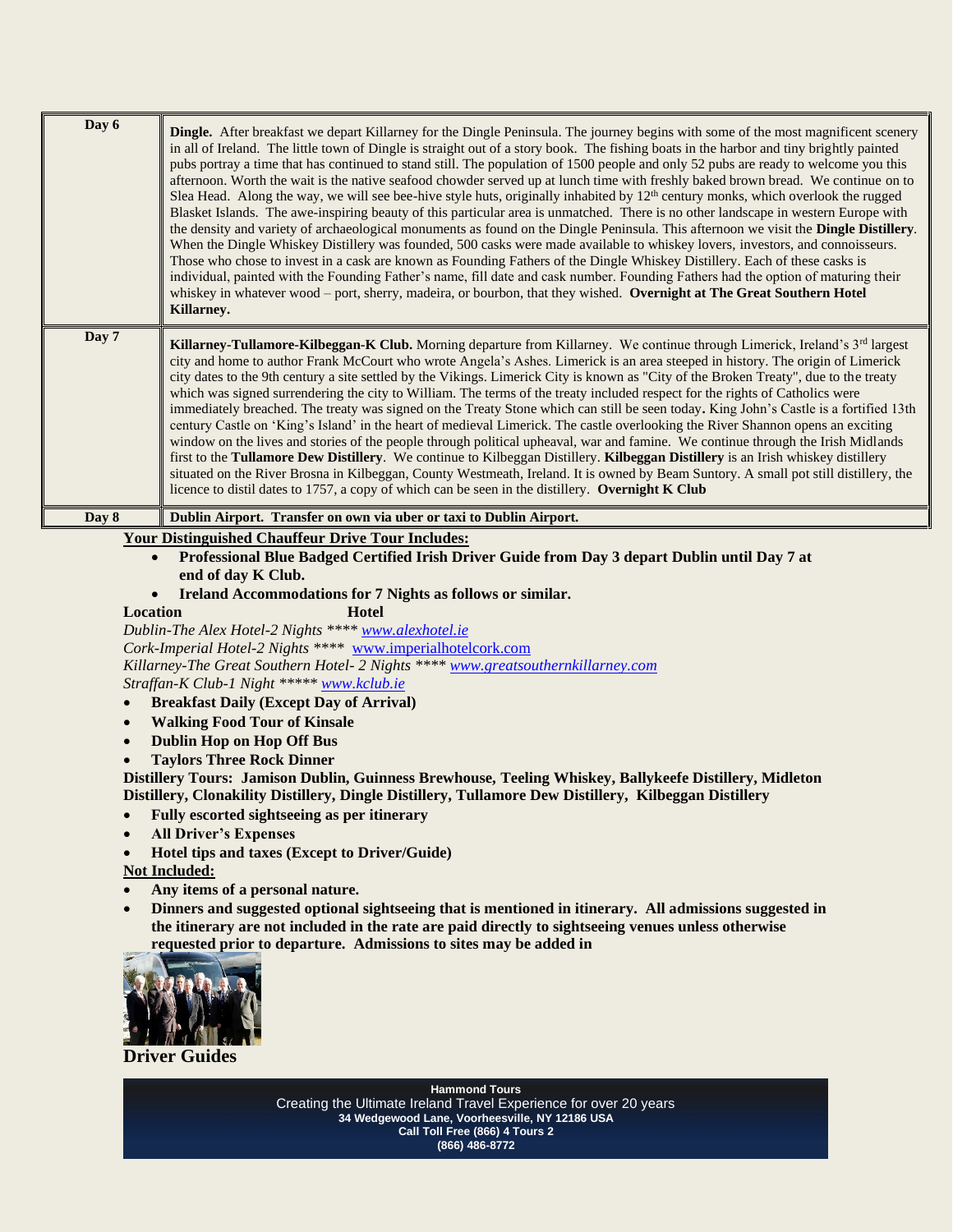| | |
|---|---|
| **Day 6** | **Dingle.** After breakfast we depart Killarney for the Dingle Peninsula. The journey begins with some of the most magnificent scenery in all of Ireland. The little town of Dingle is straight out of a story book. The fishing boats in the harbor and tiny brightly painted pubs portray a time that has continued to stand still. The population of 1500 people and only 52 pubs are ready to welcome you this afternoon. Worth the wait is the native seafood chowder served up at lunch time with freshly baked brown bread. We continue on to Slea Head. Along the way, we will see bee-hive style huts, originally inhabited by 12th century monks, which overlook the rugged Blasket Islands. The awe-inspiring beauty of this particular area is unmatched. There is no other landscape in western Europe with the density and variety of archaeological monuments as found on the Dingle Peninsula. This afternoon we visit the **Dingle Distillery**. When the Dingle Whiskey Distillery was founded, 500 casks were made available to whiskey lovers, investors, and connoisseurs. Those who chose to invest in a cask are known as Founding Fathers of the Dingle Whiskey Distillery. Each of these casks is individual, painted with the Founding Father's name, fill date and cask number. Founding Fathers had the option of maturing their whiskey in whatever wood – port, sherry, madeira, or bourbon, that they wished. **Overnight at The Great Southern Hotel Killarney.** |
| **Day 7** | **Killarney-Tullamore-Kilbeggan-K Club.** Morning departure from Killarney. We continue through Limerick, Ireland's 3rd largest city and home to author Frank McCourt who wrote Angela's Ashes. Limerick is an area steeped in history. The origin of Limerick city dates to the 9th century a site settled by the Vikings. Limerick City is known as "City of the Broken Treaty", due to the treaty which was signed surrendering the city to William. The terms of the treaty included respect for the rights of Catholics were immediately breached. The treaty was signed on the Treaty Stone which can still be seen today**.** King John's Castle is a fortified 13th century Castle on 'King's Island' in the heart of medieval Limerick. The castle overlooking the River Shannon opens an exciting window on the lives and stories of the people through political upheaval, war and famine. We continue through the Irish Midlands first to the **Tullamore Dew Distillery**. We continue to Kilbeggan Distillery. **Kilbeggan Distillery** is an Irish whiskey distillery situated on the River Brosna in Kilbeggan, County Westmeath, Ireland. It is owned by Beam Suntory. A small pot still distillery, the licence to distil dates to 1757, a copy of which can be seen in the distillery. **Overnight K Club** |
| **Day 8** | **Dublin Airport. Transfer on own via uber or taxi to Dublin Airport.** |

**Your Distinguished Chauffeur Drive Tour Includes:**

- **Professional Blue Badged Certified Irish Driver Guide from Day 3 depart Dublin until Day 7 at end of day K Club.**
- **Ireland Accommodations for 7 Nights as follows or similar.**

**Location** **Hotel**

*Dublin-The Alex Hotel-2 Nights \*\*\*\* www.alexhotel.ie*
*Cork-Imperial Hotel-2 Nights \*\*\*\** www.imperialhotelcork.com
*Killarney-The Great Southern Hotel- 2 Nights \*\*\*\* www.greatsouthernkillarney.com*
*Straffan-K Club-1 Night \*\*\*\*\* www.kclub.ie*

- **Breakfast Daily (Except Day of Arrival)**
- **Walking Food Tour of Kinsale**
- **Dublin Hop on Hop Off Bus**
- **Taylors Three Rock Dinner**

**Distillery Tours: Jamison Dublin, Guinness Brewhouse, Teeling Whiskey, Ballykeefe Distillery, Midleton Distillery, Clonakility Distillery, Dingle Distillery, Tullamore Dew Distillery, Kilbeggan Distillery**

- **Fully escorted sightseeing as per itinerary**
- **All Driver's Expenses**
- **Hotel tips and taxes (Except to Driver/Guide)**

**Not Included:**

- **Any items of a personal nature.**
- **Dinners and suggested optional sightseeing that is mentioned in itinerary. All admissions suggested in the itinerary are not included in the rate are paid directly to sightseeing venues unless otherwise requested prior to departure. Admissions to sites may be added in**

**Driver Guides**

**Hammond Tours**
Creating the Ultimate Ireland Travel Experience for over 20 years
**34 Wedgewood Lane, Voorheesville, NY 12186 USA**
**Call Toll Free (866) 4 Tours 2**
**(866) 486-8772**